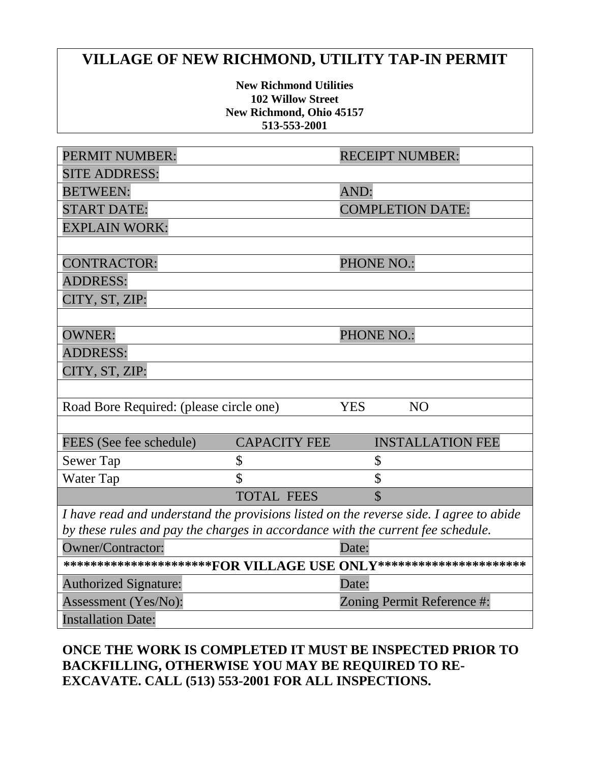# VILLAGE OF NEW RICHMOND, UTILITY TAP-IN PERMIT

**New Richmond Utilities**
**102 Willow Street**
**New Richmond, Ohio 45157**
**513-553-2001**

| | | |
|---|---|---|
| PERMIT NUMBER: | | RECEIPT NUMBER: |
| SITE ADDRESS: | | |
| BETWEEN: | | AND: |
| START DATE: | | COMPLETION DATE: |
| EXPLAIN WORK: | | |
| | | |
| CONTRACTOR: | | PHONE NO.: |
| ADDRESS: | | |
| CITY, ST, ZIP: | | |
| | | |
| OWNER: | | PHONE NO.: |
| ADDRESS: | | |
| CITY, ST, ZIP: | | |
| | | |
| Road Bore Required: (please circle one) | | YES NO |
| | | |
| FEES (See fee schedule) | CAPACITY FEE | INSTALLATION FEE |
| Sewer Tap | $ | $ |
| Water Tap | $ | $ |
| | TOTAL FEES | $ |

*I have read and understand the provisions listed on the reverse side. I agree to abide by these rules and pay the charges in accordance with the current fee schedule.*

| | |
|---|---|
| Owner/Contractor: | Date: |

**\*\*\*\*\*\*\*\*\*\*\*\*\*\*\*\*\*\*\*\*\*\*FOR VILLAGE USE ONLY\*\*\*\*\*\*\*\*\*\*\*\*\*\*\*\*\*\*\*\*\*\***

| | |
|---|---|
| Authorized Signature: | Date: |
| Assessment (Yes/No): | Zoning Permit Reference #: |
| Installation Date: | |

**ONCE THE WORK IS COMPLETED IT MUST BE INSPECTED PRIOR TO BACKFILLING, OTHERWISE YOU MAY BE REQUIRED TO RE-EXCAVATE. CALL (513) 553-2001 FOR ALL INSPECTIONS.**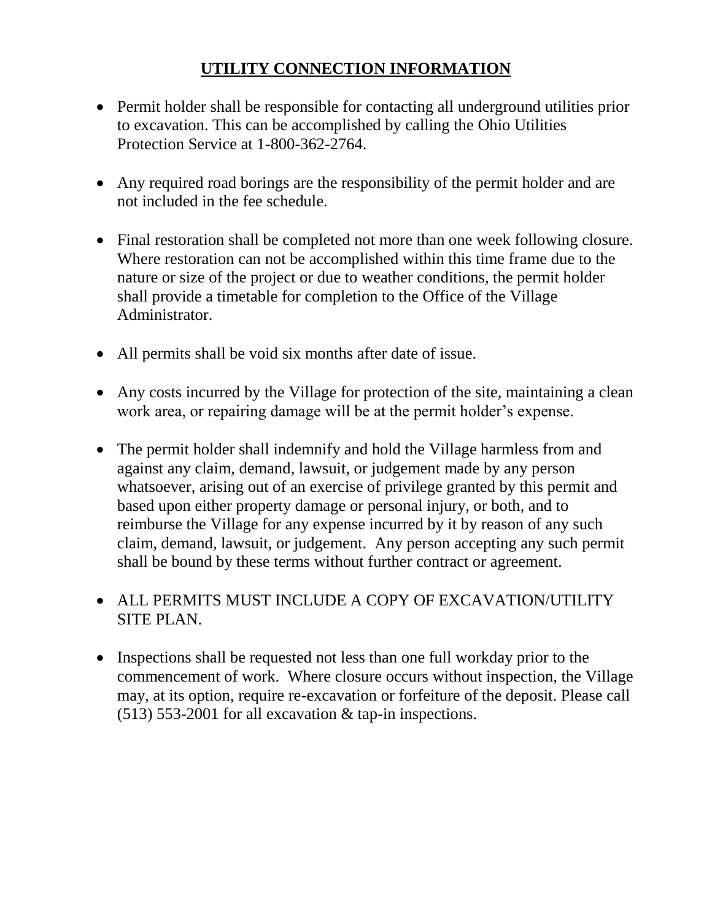## UTILITY CONNECTION INFORMATION

- Permit holder shall be responsible for contacting all underground utilities prior to excavation. This can be accomplished by calling the Ohio Utilities Protection Service at 1-800-362-2764.

- Any required road borings are the responsibility of the permit holder and are not included in the fee schedule.

- Final restoration shall be completed not more than one week following closure. Where restoration can not be accomplished within this time frame due to the nature or size of the project or due to weather conditions, the permit holder shall provide a timetable for completion to the Office of the Village Administrator.

- All permits shall be void six months after date of issue.

- Any costs incurred by the Village for protection of the site, maintaining a clean work area, or repairing damage will be at the permit holder's expense.

- The permit holder shall indemnify and hold the Village harmless from and against any claim, demand, lawsuit, or judgement made by any person whatsoever, arising out of an exercise of privilege granted by this permit and based upon either property damage or personal injury, or both, and to reimburse the Village for any expense incurred by it by reason of any such claim, demand, lawsuit, or judgement. Any person accepting any such permit shall be bound by these terms without further contract or agreement.

- ALL PERMITS MUST INCLUDE A COPY OF EXCAVATION/UTILITY SITE PLAN.

- Inspections shall be requested not less than one full workday prior to the commencement of work. Where closure occurs without inspection, the Village may, at its option, require re-excavation or forfeiture of the deposit. Please call (513) 553-2001 for all excavation & tap-in inspections.